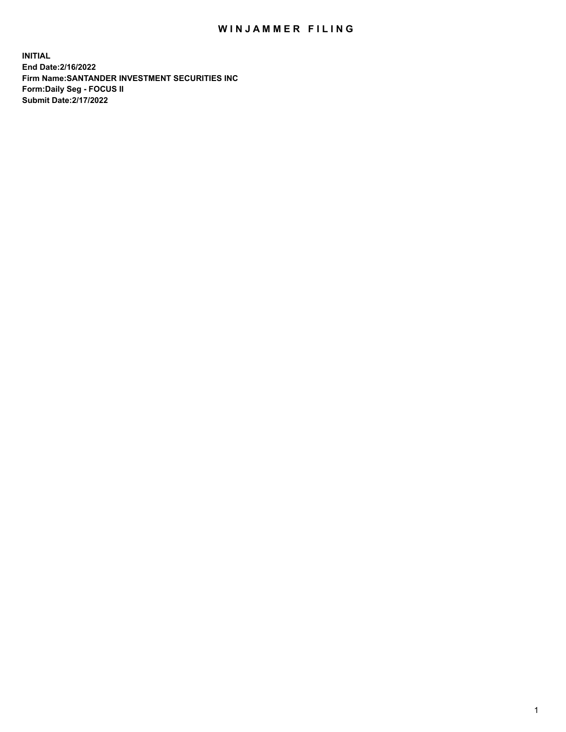# WINJAMMER FILING

**INITIAL**
**End Date:2/16/2022**
**Firm Name:SANTANDER INVESTMENT SECURITIES INC**
**Form:Daily Seg - FOCUS II**
**Submit Date:2/17/2022**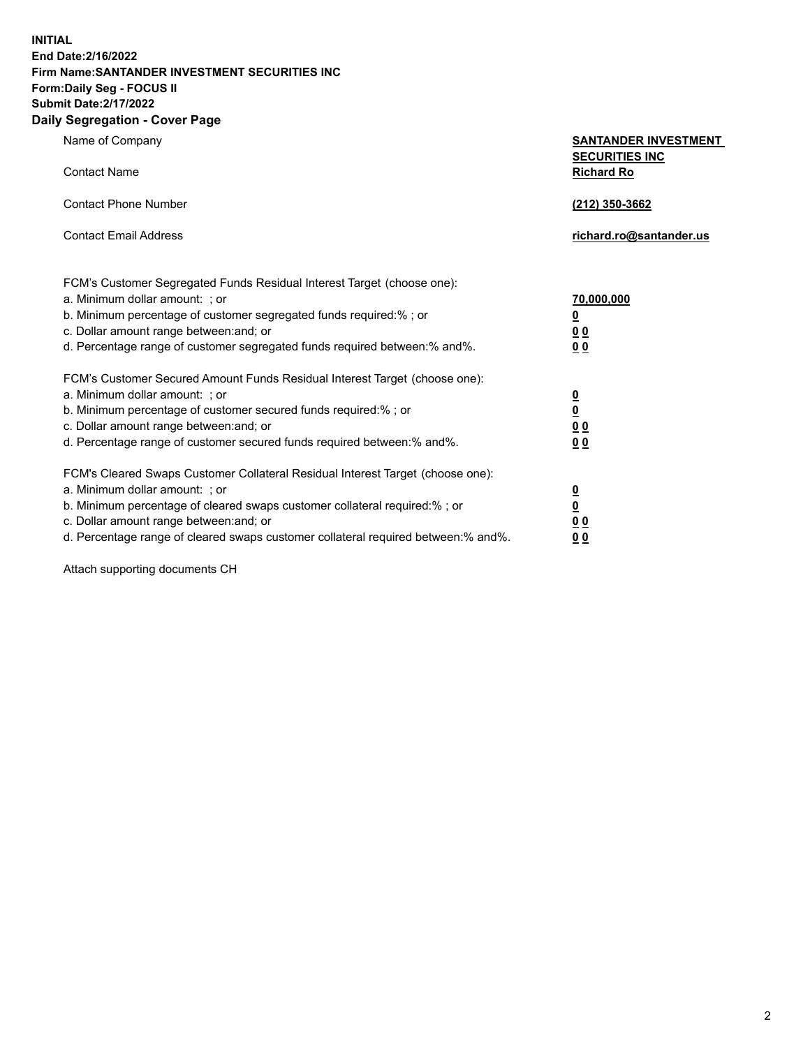**INITIAL**
**End Date:2/16/2022**
**Firm Name:SANTANDER INVESTMENT SECURITIES INC**
**Form:Daily Seg - FOCUS II**
**Submit Date:2/17/2022**

## Daily Segregation - Cover Page

| | |
|---|---|
| Name of Company | **SANTANDER INVESTMENT SECURITIES INC** |
| Contact Name | **Richard Ro** |
| Contact Phone Number | **(212) 350-3662** |
| Contact Email Address | **richard.ro@santander.us** |

FCM's Customer Segregated Funds Residual Interest Target (choose one):

| | |
|---|---|
| a. Minimum dollar amount: ; or | **70,000,000** |
| b. Minimum percentage of customer segregated funds required:% ; or | **0** |
| c. Dollar amount range between:and; or | **0 0** |
| d. Percentage range of customer segregated funds required between:% and%. | **0 0** |

FCM's Customer Secured Amount Funds Residual Interest Target (choose one):

| | |
|---|---|
| a. Minimum dollar amount: ; or | **0** |
| b. Minimum percentage of customer secured funds required:% ; or | **0** |
| c. Dollar amount range between:and; or | **0 0** |
| d. Percentage range of customer secured funds required between:% and%. | **0 0** |

FCM's Cleared Swaps Customer Collateral Residual Interest Target (choose one):

| | |
|---|---|
| a. Minimum dollar amount: ; or | **0** |
| b. Minimum percentage of cleared swaps customer collateral required:% ; or | **0** |
| c. Dollar amount range between:and; or | **0 0** |
| d. Percentage range of cleared swaps customer collateral required between:% and%. | **0 0** |

Attach supporting documents CH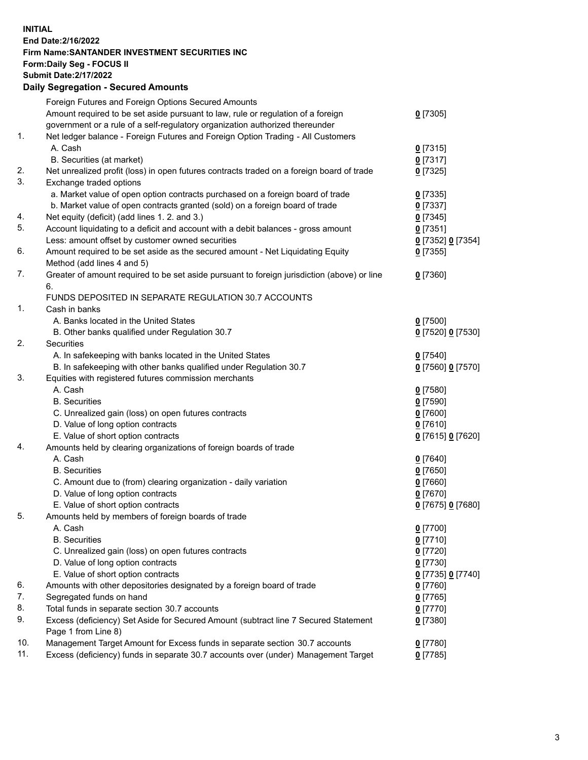**INITIAL**
**End Date:2/16/2022**
**Firm Name:SANTANDER INVESTMENT SECURITIES INC**
**Form:Daily Seg - FOCUS II**
**Submit Date:2/17/2022**

## Daily Segregation - Secured Amounts

| | | |
|---|---|---|
| | Foreign Futures and Foreign Options Secured Amounts | |
| | Amount required to be set aside pursuant to law, rule or regulation of a foreign government or a rule of a self-regulatory organization authorized thereunder | **0** [7305] |
| 1. | Net ledger balance - Foreign Futures and Foreign Option Trading - All Customers | |
| | A. Cash | **0** [7315] |
| | B. Securities (at market) | **0** [7317] |
| 2. | Net unrealized profit (loss) in open futures contracts traded on a foreign board of trade | **0** [7325] |
| 3. | Exchange traded options | |
| | a. Market value of open option contracts purchased on a foreign board of trade | **0** [7335] |
| | b. Market value of open contracts granted (sold) on a foreign board of trade | **0** [7337] |
| 4. | Net equity (deficit) (add lines 1. 2. and 3.) | **0** [7345] |
| 5. | Account liquidating to a deficit and account with a debit balances - gross amount | **0** [7351] |
| | Less: amount offset by customer owned securities | **0** [7352] **0** [7354] |
| 6. | Amount required to be set aside as the secured amount - Net Liquidating Equity Method (add lines 4 and 5) | **0** [7355] |
| 7. | Greater of amount required to be set aside pursuant to foreign jurisdiction (above) or line 6. | **0** [7360] |
| | FUNDS DEPOSITED IN SEPARATE REGULATION 30.7 ACCOUNTS | |
| 1. | Cash in banks | |
| | A. Banks located in the United States | **0** [7500] |
| | B. Other banks qualified under Regulation 30.7 | **0** [7520] **0** [7530] |
| 2. | Securities | |
| | A. In safekeeping with banks located in the United States | **0** [7540] |
| | B. In safekeeping with other banks qualified under Regulation 30.7 | **0** [7560] **0** [7570] |
| 3. | Equities with registered futures commission merchants | |
| | A. Cash | **0** [7580] |
| | B. Securities | **0** [7590] |
| | C. Unrealized gain (loss) on open futures contracts | **0** [7600] |
| | D. Value of long option contracts | **0** [7610] |
| | E. Value of short option contracts | **0** [7615] **0** [7620] |
| 4. | Amounts held by clearing organizations of foreign boards of trade | |
| | A. Cash | **0** [7640] |
| | B. Securities | **0** [7650] |
| | C. Amount due to (from) clearing organization - daily variation | **0** [7660] |
| | D. Value of long option contracts | **0** [7670] |
| | E. Value of short option contracts | **0** [7675] **0** [7680] |
| 5. | Amounts held by members of foreign boards of trade | |
| | A. Cash | **0** [7700] |
| | B. Securities | **0** [7710] |
| | C. Unrealized gain (loss) on open futures contracts | **0** [7720] |
| | D. Value of long option contracts | **0** [7730] |
| | E. Value of short option contracts | **0** [7735] **0** [7740] |
| 6. | Amounts with other depositories designated by a foreign board of trade | **0** [7760] |
| 7. | Segregated funds on hand | **0** [7765] |
| 8. | Total funds in separate section 30.7 accounts | **0** [7770] |
| 9. | Excess (deficiency) Set Aside for Secured Amount (subtract line 7 Secured Statement Page 1 from Line 8) | **0** [7380] |
| 10. | Management Target Amount for Excess funds in separate section 30.7 accounts | **0** [7780] |
| 11. | Excess (deficiency) funds in separate 30.7 accounts over (under) Management Target | **0** [7785] |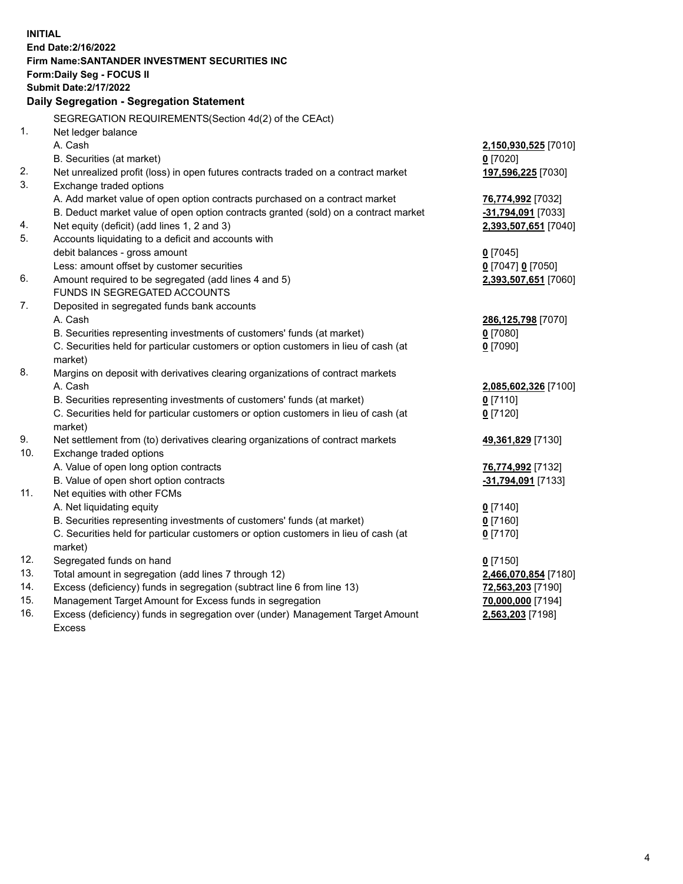**INITIAL**
**End Date:2/16/2022**
**Firm Name:SANTANDER INVESTMENT SECURITIES INC**
**Form:Daily Seg - FOCUS II**
**Submit Date:2/17/2022**

### Daily Segregation - Segregation Statement

SEGREGATION REQUIREMENTS(Section 4d(2) of the CEAct)

| | | |
|---|---|---|
| 1. | Net ledger balance | |
| | A. Cash | **2,150,930,525** [7010] |
| | B. Securities (at market) | **0** [7020] |
| 2. | Net unrealized profit (loss) in open futures contracts traded on a contract market | **197,596,225** [7030] |
| 3. | Exchange traded options | |
| | A. Add market value of open option contracts purchased on a contract market | **76,774,992** [7032] |
| | B. Deduct market value of open option contracts granted (sold) on a contract market | **-31,794,091** [7033] |
| 4. | Net equity (deficit) (add lines 1, 2 and 3) | **2,393,507,651** [7040] |
| 5. | Accounts liquidating to a deficit and accounts with debit balances - gross amount | **0** [7045] |
| | Less: amount offset by customer securities | **0** [7047] **0** [7050] |
| 6. | Amount required to be segregated (add lines 4 and 5) | **2,393,507,651** [7060] |
| | FUNDS IN SEGREGATED ACCOUNTS | |
| 7. | Deposited in segregated funds bank accounts | |
| | A. Cash | **286,125,798** [7070] |
| | B. Securities representing investments of customers' funds (at market) | **0** [7080] |
| | C. Securities held for particular customers or option customers in lieu of cash (at market) | **0** [7090] |
| 8. | Margins on deposit with derivatives clearing organizations of contract markets | |
| | A. Cash | **2,085,602,326** [7100] |
| | B. Securities representing investments of customers' funds (at market) | **0** [7110] |
| | C. Securities held for particular customers or option customers in lieu of cash (at market) | **0** [7120] |
| 9. | Net settlement from (to) derivatives clearing organizations of contract markets | **49,361,829** [7130] |
| 10. | Exchange traded options | |
| | A. Value of open long option contracts | **76,774,992** [7132] |
| | B. Value of open short option contracts | **-31,794,091** [7133] |
| 11. | Net equities with other FCMs | |
| | A. Net liquidating equity | **0** [7140] |
| | B. Securities representing investments of customers' funds (at market) | **0** [7160] |
| | C. Securities held for particular customers or option customers in lieu of cash (at market) | **0** [7170] |
| 12. | Segregated funds on hand | **0** [7150] |
| 13. | Total amount in segregation (add lines 7 through 12) | **2,466,070,854** [7180] |
| 14. | Excess (deficiency) funds in segregation (subtract line 6 from line 13) | **72,563,203** [7190] |
| 15. | Management Target Amount for Excess funds in segregation | **70,000,000** [7194] |
| 16. | Excess (deficiency) funds in segregation over (under) Management Target Amount Excess | **2,563,203** [7198] |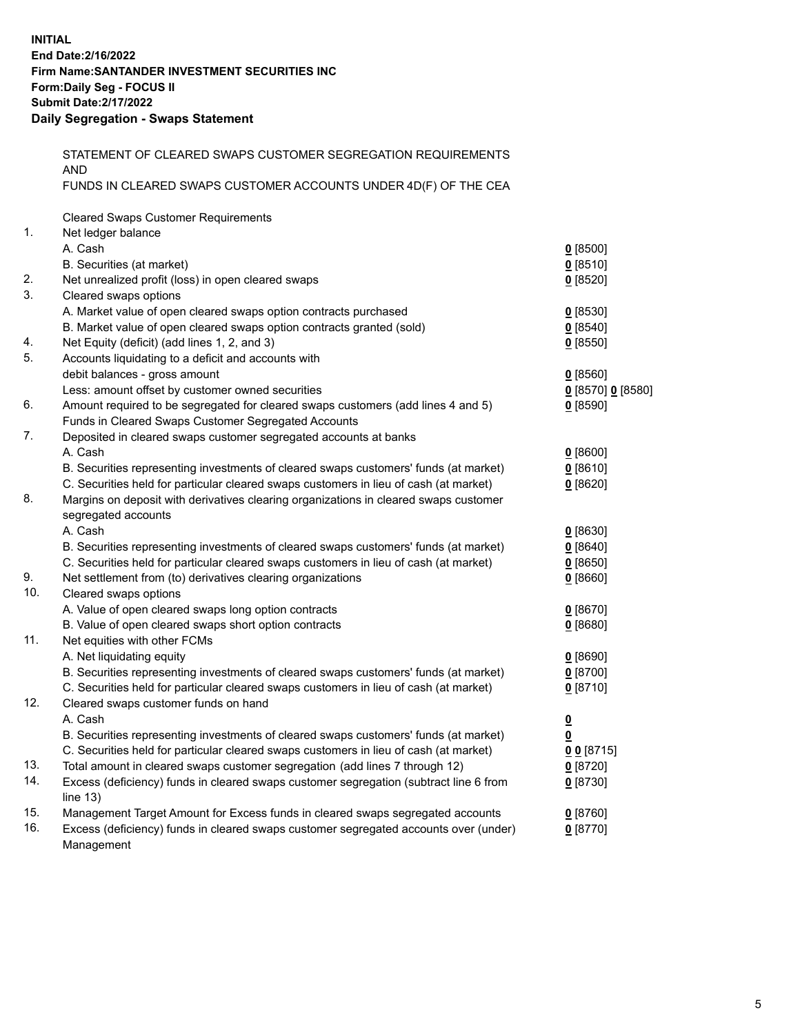**INITIAL**
**End Date:2/16/2022**
**Firm Name:SANTANDER INVESTMENT SECURITIES INC**
**Form:Daily Seg - FOCUS II**
**Submit Date:2/17/2022**
**Daily Segregation - Swaps Statement**

STATEMENT OF CLEARED SWAPS CUSTOMER SEGREGATION REQUIREMENTS AND
FUNDS IN CLEARED SWAPS CUSTOMER ACCOUNTS UNDER 4D(F) OF THE CEA

| | | |
|---|---|---|
| | Cleared Swaps Customer Requirements | |
| 1. | Net ledger balance | |
| | A. Cash | 0 [8500] |
| | B. Securities (at market) | 0 [8510] |
| 2. | Net unrealized profit (loss) in open cleared swaps | 0 [8520] |
| 3. | Cleared swaps options | |
| | A. Market value of open cleared swaps option contracts purchased | 0 [8530] |
| | B. Market value of open cleared swaps option contracts granted (sold) | 0 [8540] |
| 4. | Net Equity (deficit) (add lines 1, 2, and 3) | 0 [8550] |
| 5. | Accounts liquidating to a deficit and accounts with | |
| | debit balances - gross amount | 0 [8560] |
| | Less: amount offset by customer owned securities | 0 [8570] 0 [8580] |
| 6. | Amount required to be segregated for cleared swaps customers (add lines 4 and 5) | 0 [8590] |
| | Funds in Cleared Swaps Customer Segregated Accounts | |
| 7. | Deposited in cleared swaps customer segregated accounts at banks | |
| | A. Cash | 0 [8600] |
| | B. Securities representing investments of cleared swaps customers' funds (at market) | 0 [8610] |
| | C. Securities held for particular cleared swaps customers in lieu of cash (at market) | 0 [8620] |
| 8. | Margins on deposit with derivatives clearing organizations in cleared swaps customer segregated accounts | |
| | A. Cash | 0 [8630] |
| | B. Securities representing investments of cleared swaps customers' funds (at market) | 0 [8640] |
| | C. Securities held for particular cleared swaps customers in lieu of cash (at market) | 0 [8650] |
| 9. | Net settlement from (to) derivatives clearing organizations | 0 [8660] |
| 10. | Cleared swaps options | |
| | A. Value of open cleared swaps long option contracts | 0 [8670] |
| | B. Value of open cleared swaps short option contracts | 0 [8680] |
| 11. | Net equities with other FCMs | |
| | A. Net liquidating equity | 0 [8690] |
| | B. Securities representing investments of cleared swaps customers' funds (at market) | 0 [8700] |
| | C. Securities held for particular cleared swaps customers in lieu of cash (at market) | 0 [8710] |
| 12. | Cleared swaps customer funds on hand | |
| | A. Cash | 0 |
| | B. Securities representing investments of cleared swaps customers' funds (at market) | 0 |
| | C. Securities held for particular cleared swaps customers in lieu of cash (at market) | 0 0 [8715] |
| 13. | Total amount in cleared swaps customer segregation (add lines 7 through 12) | 0 [8720] |
| 14. | Excess (deficiency) funds in cleared swaps customer segregation (subtract line 6 from line 13) | 0 [8730] |
| 15. | Management Target Amount for Excess funds in cleared swaps segregated accounts | 0 [8760] |
| 16. | Excess (deficiency) funds in cleared swaps customer segregated accounts over (under) Management | 0 [8770] |